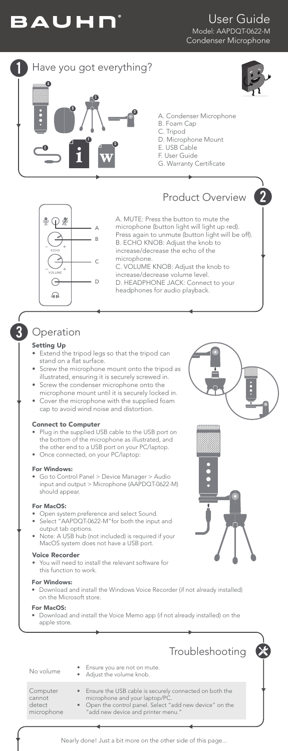# BAUHN®

## User Guide

Model: AAPDQT-0622-M
Condenser Microphone

## 1 Have you got everything?

A. Condenser Microphone
B. Foam Cap
C. Tripod
D. Microphone Mount
E. USB Cable
F. User Guide
G. Warranty Certificate

## 2 Product Overview

A. MUTE: Press the button to mute the microphone (button light will light up red). Press again to unmute (button light will be off).
B. ECHO KNOB: Adjust the knob to increase/decrease the echo of the microphone.
C. VOLUME KNOB: Adjust the knob to increase/decrease volume level.
D. HEADPHONE JACK: Connect to your headphones for audio playback.

## 3 Operation

### Setting Up

- Extend the tripod legs so that the tripod can stand on a flat surface.
- Screw the microphone mount onto the tripod as illustrated, ensuring it is securely screwed in.
- Screw the condenser microphone onto the microphone mount until it is securely locked in.
- Cover the microphone with the supplied foam cap to avoid wind noise and distortion.

### Connect to Computer

- Plug in the supplied USB cable to the USB port on the bottom of the microphone as illustrated, and the other end to a USB port on your PC/laptop.
- Once connected, on your PC/laptop:

**For Windows:**

- Go to Control Panel > Device Manager > Audio input and output > Microphone (AAPDQT-0622-M) should appear.

**For MacOS:**

- Open system preference and select Sound.
- Select "AAPDQT-0622-M"for both the input and output tab options.
- Note: A USB hub (not included) is required if your MacOS system does not have a USB port.

### Voice Recorder

- You will need to install the relevant software for this function to work.

**For Windows:**

- Download and install the Windows Voice Recorder (if not already installed) on the Microsoft store.

**For MacOS:**

- Download and install the Voice Memo app (if not already installed) on the apple store.

## Troubleshooting

| | |
|---|---|
| No volume | • Ensure you are not on mute.<br>• Adjust the volume knob. |
| Computer cannot detect microphone | • Ensure the USB cable is securely connected on both the microphone and your laptop/PC.<br>• Open the control panel. Select "add new device" on the "add new device and printer menu." |

Nearly done! Just a bit more on the other side of this page...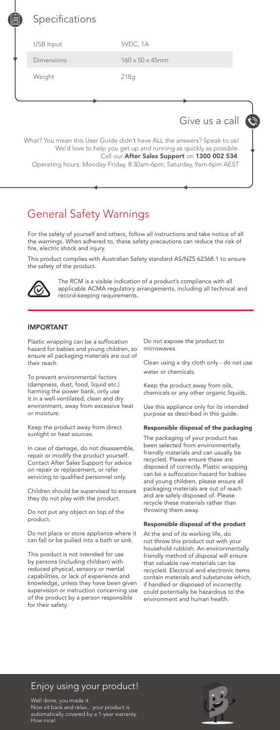## Specifications

| | |
|---|---|
| USB Input | 5VDC, 1A |
| Dimensions | 160 x 50 x 45mm |
| Weight | 218g |

## Give us a call

What? You mean this User Guide didn't have ALL the answers? Speak to us! We'd love to help you get up and running as quickly as possible. Call our **After Sales Support** on **1300 002 534**.
Operating hours: Monday-Friday, 8:30am-6pm; Saturday, 9am-6pm AEST

# General Safety Warnings

For the safety of yourself and others, follow all instructions and take notice of all the warnings. When adhered to, these safety precautions can reduce the risk of fire, electric shock and injury.

This product complies with Australian Safety standard AS/NZS 62368.1 to ensure the safety of the product.

The RCM is a visible indication of a product's compliance with all applicable ACMA regulatory arrangements, including all technical and record-keeping requirements.

### IMPORTANT

Plastic wrapping can be a suffocation hazard for babies and young children, so ensure all packaging materials are out of their reach.

To prevent environmental factors (dampness, dust, food, liquid etc.) harming the power bank, only use it in a well-ventilated, clean and dry environment, away from excessive heat or moisture.

Keep the product away from direct sunlight or heat sources.

In case of damage, do not disassemble, repair or modify the product yourself. Contact After Sales Support for advice on repair or replacement, or refer servicing to qualified personnel only.

Children should be supervised to ensure they do not play with the product.

Do not put any object on top of the product.

Do not place or store appliance where it can fall or be pulled into a bath or sink.

This product is not intended for use by persons (including children) with reduced physical, sensory or mental capabilities, or lack of experience and knowledge, unless they have been given supervision or instruction concerning use of the product by a person responsible for their safety.

Do not expose the product to microwaves.

Clean using a dry cloth only - do not use water or chemicals.

Keep the product away from oils, chemicals or any other organic liquids.

Use this appliance only for its intended purpose as described in this guide.

#### Responsible disposal of the packaging

The packaging of your product has been selected from environmentally friendly materials and can usually be recycled. Please ensure these are disposed of correctly. Plastic wrapping can be a suffocation hazard for babies and young children, please ensure all packaging materials are out of reach and are safely disposed of. Please recycle these materials rather than throwing them away.

#### Responsible disposal of the product

At the end of its working life, do not throw this product out with your household rubbish. An environmentally friendly method of disposal will ensure that valuable raw materials can be recycled. Electrical and electronic items contain materials and substances which, if handled or disposed of incorrectly, could potentially be hazardous to the environment and human health.

## Enjoy using your product!

Well done, you made it.
Now sit back and relax... your product is automatically covered by a 1-year warranty. How nice!